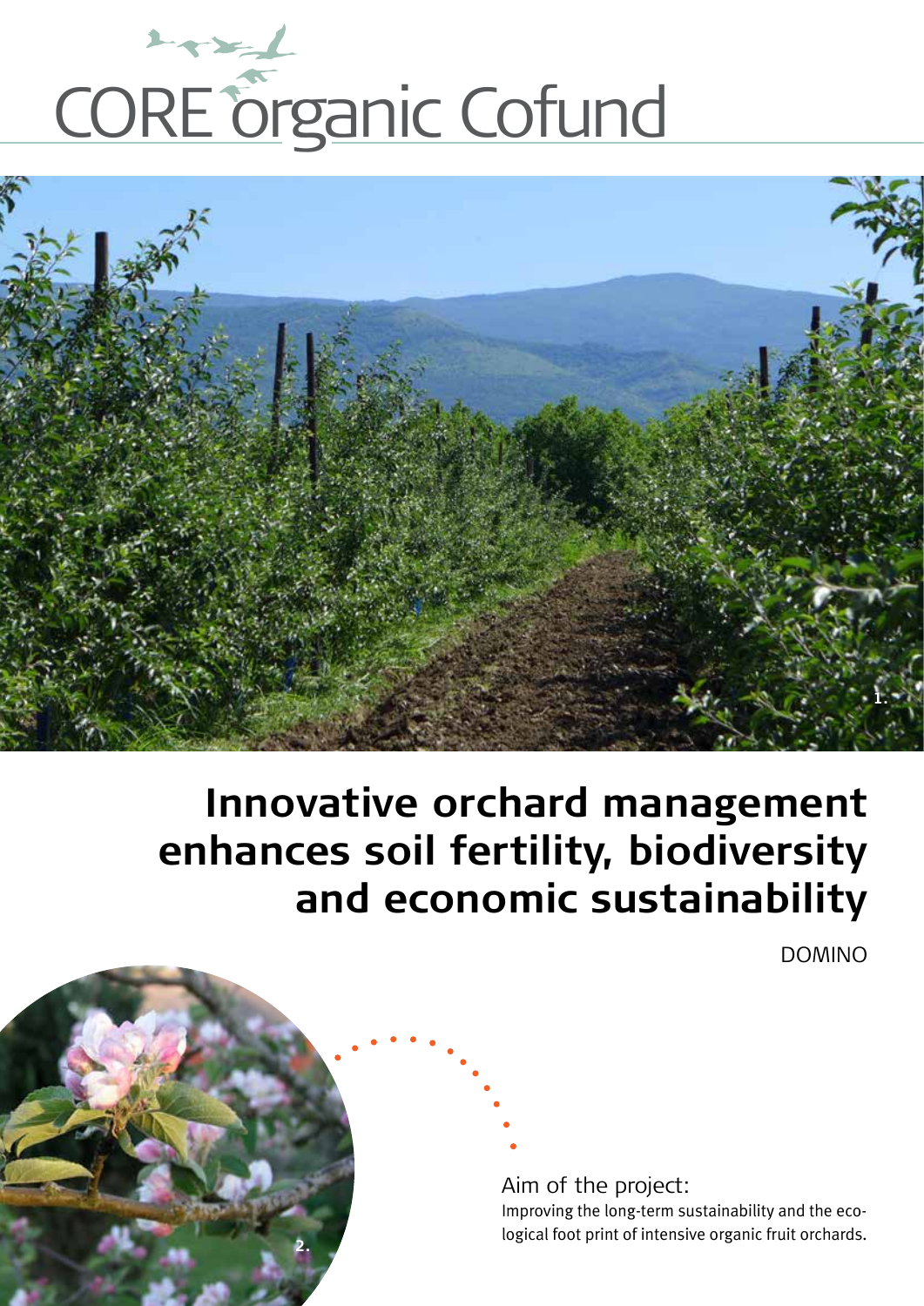CORE organic Cofund

# Innovative orchard management enhances soil fertility, biodiversity and economic sustainability

DOMINO

Aim of the project:
Improving the long-term sustainability and the ecological foot print of intensive organic fruit orchards.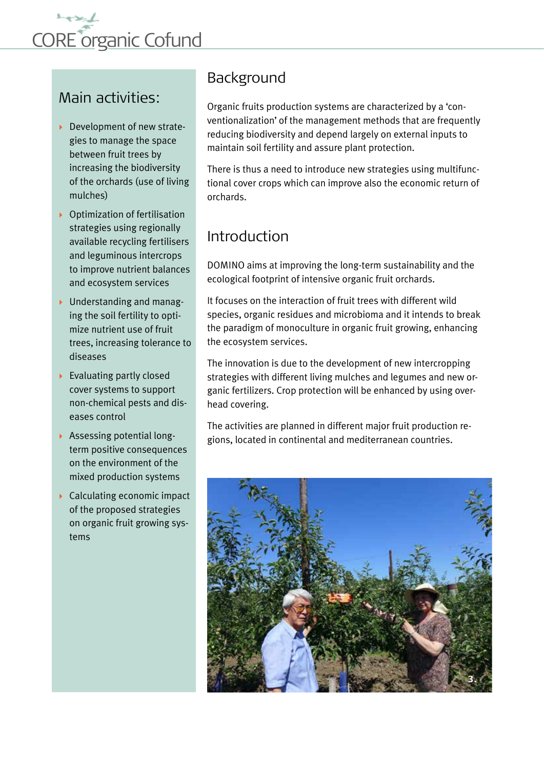## Main activities:

- Development of new strategies to manage the space between fruit trees by increasing the biodiversity of the orchards (use of living mulches)
- Optimization of fertilisation strategies using regionally available recycling fertilisers and leguminous intercrops to improve nutrient balances and ecosystem services
- Understanding and managing the soil fertility to optimize nutrient use of fruit trees, increasing tolerance to diseases
- Evaluating partly closed cover systems to support non-chemical pests and diseases control
- Assessing potential long-term positive consequences on the environment of the mixed production systems
- Calculating economic impact of the proposed strategies on organic fruit growing systems

## Background

Organic fruits production systems are characterized by a 'conventionalization' of the management methods that are frequently reducing biodiversity and depend largely on external inputs to maintain soil fertility and assure plant protection.

There is thus a need to introduce new strategies using multifunctional cover crops which can improve also the economic return of orchards.

## Introduction

DOMINO aims at improving the long-term sustainability and the ecological footprint of intensive organic fruit orchards.

It focuses on the interaction of fruit trees with different wild species, organic residues and microbioma and it intends to break the paradigm of monoculture in organic fruit growing, enhancing the ecosystem services.

The innovation is due to the development of new intercropping strategies with different living mulches and legumes and new organic fertilizers. Crop protection will be enhanced by using overhead covering.

The activities are planned in different major fruit production regions, located in continental and mediterranean countries.

3.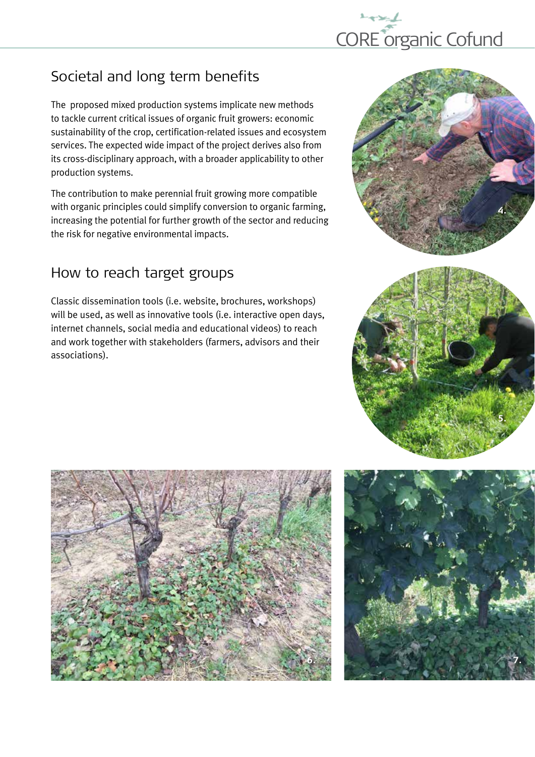## Societal and long term benefits

The proposed mixed production systems implicate new methods to tackle current critical issues of organic fruit growers: economic sustainability of the crop, certification-related issues and ecosystem services. The expected wide impact of the project derives also from its cross-disciplinary approach, with a broader applicability to other production systems.

The contribution to make perennial fruit growing more compatible with organic principles could simplify conversion to organic farming, increasing the potential for further growth of the sector and reducing the risk for negative environmental impacts.

## How to reach target groups

Classic dissemination tools (i.e. website, brochures, workshops) will be used, as well as innovative tools (i.e. interactive open days, internet channels, social media and educational videos) to reach and work together with stakeholders (farmers, advisors and their associations).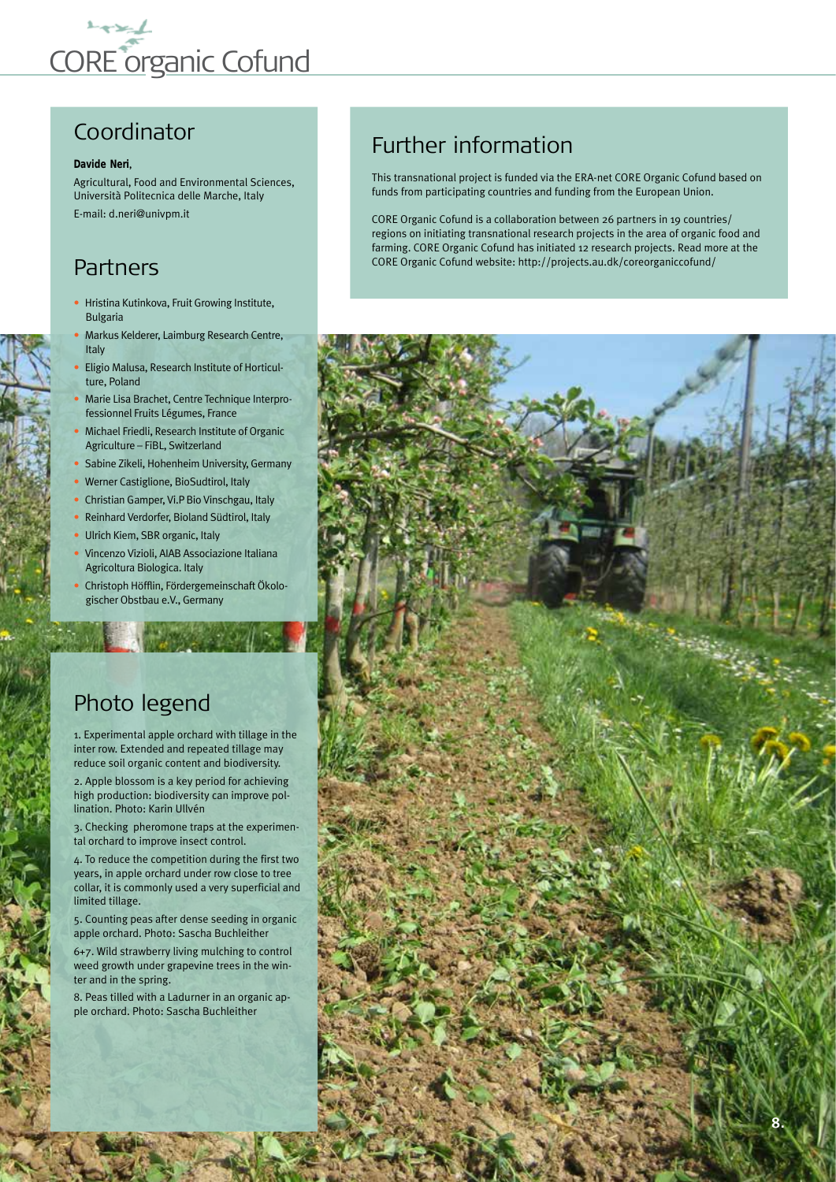# CORE organic Cofund

## Coordinator

**Davide Neri**,

Agricultural, Food and Environmental Sciences, Università Politecnica delle Marche, Italy

E-mail: d.neri@univpm.it

## Partners

- Hristina Kutinkova, Fruit Growing Institute, Bulgaria
- Markus Kelderer, Laimburg Research Centre, Italy
- Eligio Malusa, Research Institute of Horticulture, Poland
- Marie Lisa Brachet, Centre Technique Interprofessionnel Fruits Légumes, France
- Michael Friedli, Research Institute of Organic Agriculture – FiBL, Switzerland
- Sabine Zikeli, Hohenheim University, Germany
- Werner Castiglione, BioSudtirol, Italy
- Christian Gamper, Vi.P Bio Vinschgau, Italy
- Reinhard Verdorfer, Bioland Südtirol, Italy
- Ulrich Kiem, SBR organic, Italy
- Vincenzo Vizioli, AIAB Associazione Italiana Agricoltura Biologica. Italy
- Christoph Höfflin, Fördergemeinschaft Ökologischer Obstbau e.V., Germany

## Further information

This transnational project is funded via the ERA-net CORE Organic Cofund based on funds from participating countries and funding from the European Union.

CORE Organic Cofund is a collaboration between 26 partners in 19 countries/regions on initiating transnational research projects in the area of organic food and farming. CORE Organic Cofund has initiated 12 research projects. Read more at the CORE Organic Cofund website: http://projects.au.dk/coreorganiccofund/

## Photo legend

1. Experimental apple orchard with tillage in the inter row. Extended and repeated tillage may reduce soil organic content and biodiversity.

2. Apple blossom is a key period for achieving high production: biodiversity can improve pollination. Photo: Karin Ullvén

3. Checking pheromone traps at the experimental orchard to improve insect control.

4. To reduce the competition during the first two years, in apple orchard under row close to tree collar, it is commonly used a very superficial and limited tillage.

5. Counting peas after dense seeding in organic apple orchard. Photo: Sascha Buchleither

6+7. Wild strawberry living mulching to control weed growth under grapevine trees in the winter and in the spring.

8. Peas tilled with a Ladurner in an organic apple orchard. Photo: Sascha Buchleither